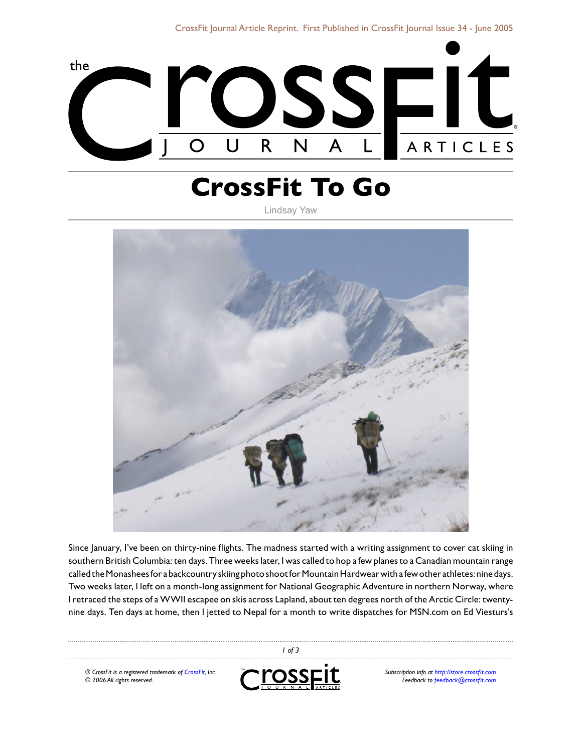# CrossFit To Go

Lindsay Yaw

Since January, I've been on thirty-nine flights. The madness started with a writing assignment to cover cat skiing in southern British Columbia: ten days. Three weeks later, I was called to hop a few planes to a Canadian mountain range called the Monashees for a backcountry skiing photo shoot for Mountain Hardwear with a few other athletes: nine days. Two weeks later, I left on a month-long assignment for National Geographic Adventure in northern Norway, where I retraced the steps of a WWII escapee on skis across Lapland, about ten degrees north of the Arctic Circle: twenty-nine days. Ten days at home, then I jetted to Nepal for a month to write dispatches for MSN.com on Ed Viesturs's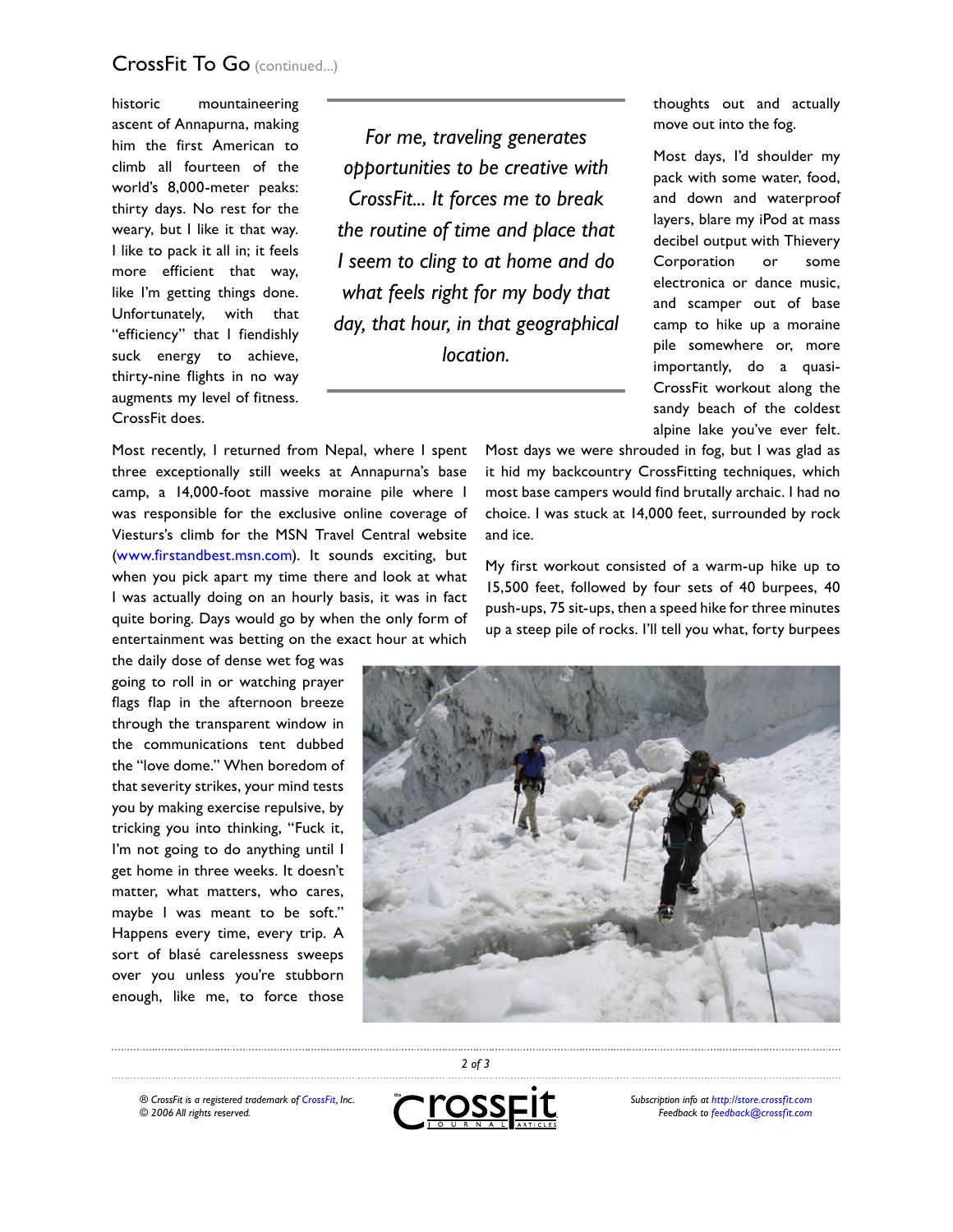historic mountaineering ascent of Annapurna, making him the first American to climb all fourteen of the world's 8,000-meter peaks: thirty days. No rest for the weary, but I like it that way. I like to pack it all in; it feels more efficient that way, like I'm getting things done. Unfortunately, with that "efficiency" that I fiendishly suck energy to achieve, thirty-nine flights in no way augments my level of fitness. CrossFit does.

> *For me, traveling generates opportunities to be creative with CrossFit... It forces me to break the routine of time and place that I seem to cling to at home and do what feels right for my body that day, that hour, in that geographical location.*

Most recently, I returned from Nepal, where I spent three exceptionally still weeks at Annapurna's base camp, a 14,000-foot massive moraine pile where I was responsible for the exclusive online coverage of Viesturs's climb for the MSN Travel Central website (www.firstandbest.msn.com). It sounds exciting, but when you pick apart my time there and look at what I was actually doing on an hourly basis, it was in fact quite boring. Days would go by when the only form of entertainment was betting on the exact hour at which the daily dose of dense wet fog was going to roll in or watching prayer flags flap in the afternoon breeze through the transparent window in the communications tent dubbed the "love dome." When boredom of that severity strikes, your mind tests you by making exercise repulsive, by tricking you into thinking, "Fuck it, I'm not going to do anything until I get home in three weeks. It doesn't matter, what matters, who cares, maybe I was meant to be soft." Happens every time, every trip. A sort of blasé carelessness sweeps over you unless you're stubborn enough, like me, to force those thoughts out and actually move out into the fog.

Most days, I'd shoulder my pack with some water, food, and down and waterproof layers, blare my iPod at mass decibel output with Thievery Corporation or some electronica or dance music, and scamper out of base camp to hike up a moraine pile somewhere or, more importantly, do a quasi-CrossFit workout along the sandy beach of the coldest alpine lake you've ever felt. Most days we were shrouded in fog, but I was glad as it hid my backcountry CrossFitting techniques, which most base campers would find brutally archaic. I had no choice. I was stuck at 14,000 feet, surrounded by rock and ice.

My first workout consisted of a warm-up hike up to 15,500 feet, followed by four sets of 40 burpees, 40 push-ups, 75 sit-ups, then a speed hike for three minutes up a steep pile of rocks. I'll tell you what, forty burpees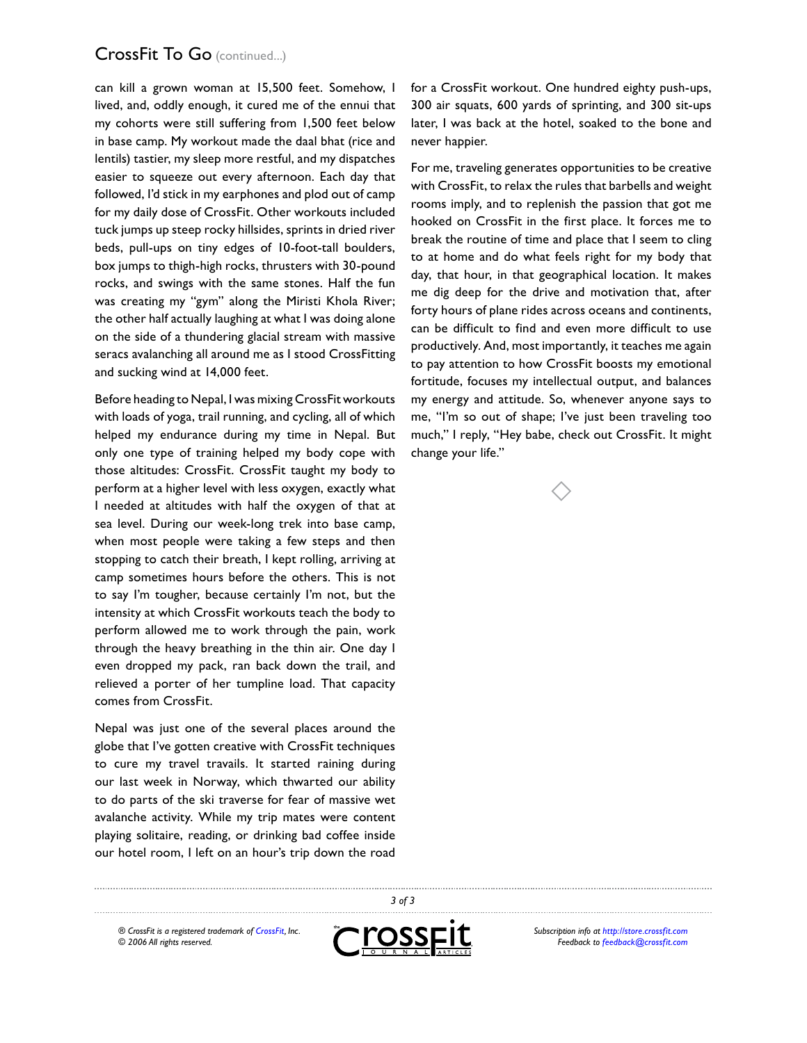can kill a grown woman at 15,500 feet. Somehow, I lived, and, oddly enough, it cured me of the ennui that my cohorts were still suffering from 1,500 feet below in base camp. My workout made the daal bhat (rice and lentils) tastier, my sleep more restful, and my dispatches easier to squeeze out every afternoon. Each day that followed, I'd stick in my earphones and plod out of camp for my daily dose of CrossFit. Other workouts included tuck jumps up steep rocky hillsides, sprints in dried river beds, pull-ups on tiny edges of 10-foot-tall boulders, box jumps to thigh-high rocks, thrusters with 30-pound rocks, and swings with the same stones. Half the fun was creating my "gym" along the Miristi Khola River; the other half actually laughing at what I was doing alone on the side of a thundering glacial stream with massive seracs avalanching all around me as I stood CrossFitting and sucking wind at 14,000 feet.

Before heading to Nepal, I was mixing CrossFit workouts with loads of yoga, trail running, and cycling, all of which helped my endurance during my time in Nepal. But only one type of training helped my body cope with those altitudes: CrossFit. CrossFit taught my body to perform at a higher level with less oxygen, exactly what I needed at altitudes with half the oxygen of that at sea level. During our week-long trek into base camp, when most people were taking a few steps and then stopping to catch their breath, I kept rolling, arriving at camp sometimes hours before the others. This is not to say I'm tougher, because certainly I'm not, but the intensity at which CrossFit workouts teach the body to perform allowed me to work through the pain, work through the heavy breathing in the thin air. One day I even dropped my pack, ran back down the trail, and relieved a porter of her tumpline load. That capacity comes from CrossFit.

Nepal was just one of the several places around the globe that I've gotten creative with CrossFit techniques to cure my travel travails. It started raining during our last week in Norway, which thwarted our ability to do parts of the ski traverse for fear of massive wet avalanche activity. While my trip mates were content playing solitaire, reading, or drinking bad coffee inside our hotel room, I left on an hour's trip down the road for a CrossFit workout. One hundred eighty push-ups, 300 air squats, 600 yards of sprinting, and 300 sit-ups later, I was back at the hotel, soaked to the bone and never happier.

For me, traveling generates opportunities to be creative with CrossFit, to relax the rules that barbells and weight rooms imply, and to replenish the passion that got me hooked on CrossFit in the first place. It forces me to break the routine of time and place that I seem to cling to at home and do what feels right for my body that day, that hour, in that geographical location. It makes me dig deep for the drive and motivation that, after forty hours of plane rides across oceans and continents, can be difficult to find and even more difficult to use productively. And, most importantly, it teaches me again to pay attention to how CrossFit boosts my emotional fortitude, focuses my intellectual output, and balances my energy and attitude. So, whenever anyone says to me, "I'm so out of shape; I've just been traveling too much," I reply, "Hey babe, check out CrossFit. It might change your life."

◇